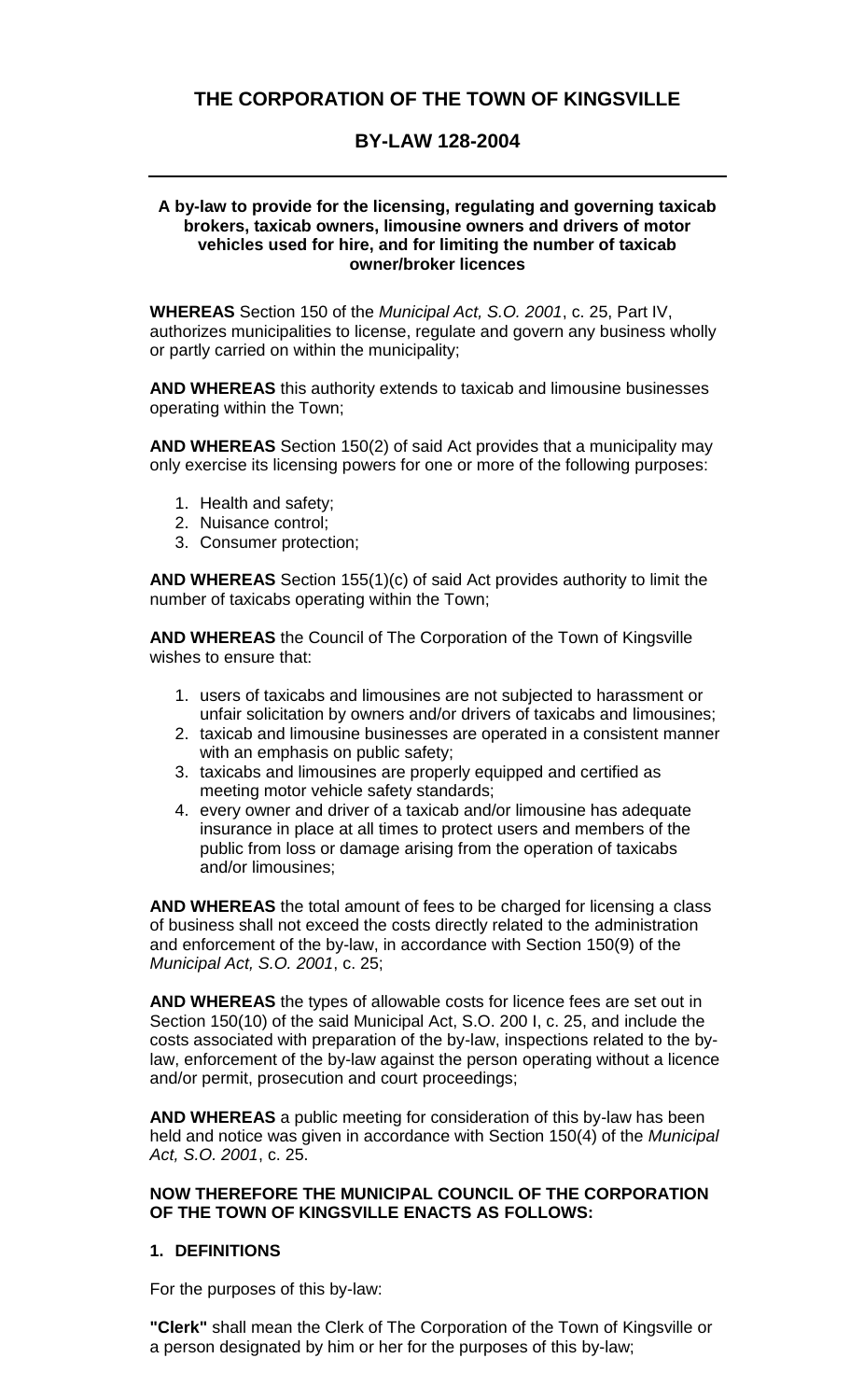# THE CORPORATION OF THE TOWN OF KINGSVILLE

## BY-LAW 128-2004

---

**A by-law to provide for the licensing, regulating and governing taxicab brokers, taxicab owners, limousine owners and drivers of motor vehicles used for hire, and for limiting the number of taxicab owner/broker licences**

**WHEREAS** Section 150 of the *Municipal Act, S.O. 2001*, c. 25, Part IV, authorizes municipalities to license, regulate and govern any business wholly or partly carried on within the municipality;

**AND WHEREAS** this authority extends to taxicab and limousine businesses operating within the Town;

**AND WHEREAS** Section 150(2) of said Act provides that a municipality may only exercise its licensing powers for one or more of the following purposes:

1. Health and safety;
2. Nuisance control;
3. Consumer protection;

**AND WHEREAS** Section 155(1)(c) of said Act provides authority to limit the number of taxicabs operating within the Town;

**AND WHEREAS** the Council of The Corporation of the Town of Kingsville wishes to ensure that:

1. users of taxicabs and limousines are not subjected to harassment or unfair solicitation by owners and/or drivers of taxicabs and limousines;
2. taxicab and limousine businesses are operated in a consistent manner with an emphasis on public safety;
3. taxicabs and limousines are properly equipped and certified as meeting motor vehicle safety standards;
4. every owner and driver of a taxicab and/or limousine has adequate insurance in place at all times to protect users and members of the public from loss or damage arising from the operation of taxicabs and/or limousines;

**AND WHEREAS** the total amount of fees to be charged for licensing a class of business shall not exceed the costs directly related to the administration and enforcement of the by-law, in accordance with Section 150(9) of the *Municipal Act, S.O. 2001*, c. 25;

**AND WHEREAS** the types of allowable costs for licence fees are set out in Section 150(10) of the said Municipal Act, S.O. 200 I, c. 25, and include the costs associated with preparation of the by-law, inspections related to the by-law, enforcement of the by-law against the person operating without a licence and/or permit, prosecution and court proceedings;

**AND WHEREAS** a public meeting for consideration of this by-law has been held and notice was given in accordance with Section 150(4) of the *Municipal Act, S.O. 2001*, c. 25.

**NOW THEREFORE THE MUNICIPAL COUNCIL OF THE CORPORATION OF THE TOWN OF KINGSVILLE ENACTS AS FOLLOWS:**

### 1. DEFINITIONS

For the purposes of this by-law:

**"Clerk"** shall mean the Clerk of The Corporation of the Town of Kingsville or a person designated by him or her for the purposes of this by-law;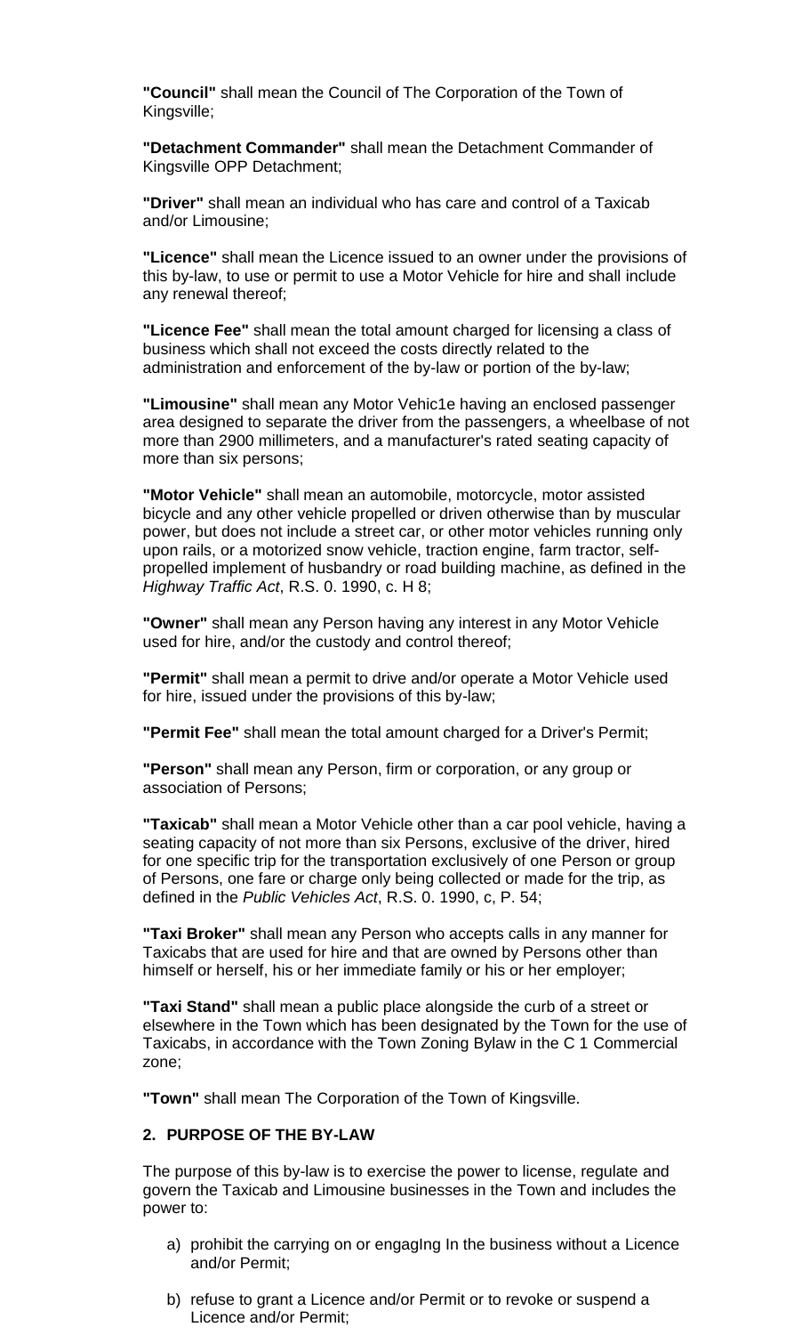**"Council"** shall mean the Council of The Corporation of the Town of Kingsville;

**"Detachment Commander"** shall mean the Detachment Commander of Kingsville OPP Detachment;

**"Driver"** shall mean an individual who has care and control of a Taxicab and/or Limousine;

**"Licence"** shall mean the Licence issued to an owner under the provisions of this by-law, to use or permit to use a Motor Vehicle for hire and shall include any renewal thereof;

**"Licence Fee"** shall mean the total amount charged for licensing a class of business which shall not exceed the costs directly related to the administration and enforcement of the by-law or portion of the by-law;

**"Limousine"** shall mean any Motor Vehic1e having an enclosed passenger area designed to separate the driver from the passengers, a wheelbase of not more than 2900 millimeters, and a manufacturer's rated seating capacity of more than six persons;

**"Motor Vehicle"** shall mean an automobile, motorcycle, motor assisted bicycle and any other vehicle propelled or driven otherwise than by muscular power, but does not include a street car, or other motor vehicles running only upon rails, or a motorized snow vehicle, traction engine, farm tractor, self-propelled implement of husbandry or road building machine, as defined in the *Highway Traffic Act*, R.S. 0. 1990, c. H 8;

**"Owner"** shall mean any Person having any interest in any Motor Vehicle used for hire, and/or the custody and control thereof;

**"Permit"** shall mean a permit to drive and/or operate a Motor Vehicle used for hire, issued under the provisions of this by-law;

**"Permit Fee"** shall mean the total amount charged for a Driver's Permit;

**"Person"** shall mean any Person, firm or corporation, or any group or association of Persons;

**"Taxicab"** shall mean a Motor Vehicle other than a car pool vehicle, having a seating capacity of not more than six Persons, exclusive of the driver, hired for one specific trip for the transportation exclusively of one Person or group of Persons, one fare or charge only being collected or made for the trip, as defined in the *Public Vehicles Act*, R.S. 0. 1990, c, P. 54;

**"Taxi Broker"** shall mean any Person who accepts calls in any manner for Taxicabs that are used for hire and that are owned by Persons other than himself or herself, his or her immediate family or his or her employer;

**"Taxi Stand"** shall mean a public place alongside the curb of a street or elsewhere in the Town which has been designated by the Town for the use of Taxicabs, in accordance with the Town Zoning Bylaw in the C 1 Commercial zone;

**"Town"** shall mean The Corporation of the Town of Kingsville.

## 2. PURPOSE OF THE BY-LAW

The purpose of this by-law is to exercise the power to license, regulate and govern the Taxicab and Limousine businesses in the Town and includes the power to:

a) prohibit the carrying on or engagIng In the business without a Licence and/or Permit;

b) refuse to grant a Licence and/or Permit or to revoke or suspend a Licence and/or Permit;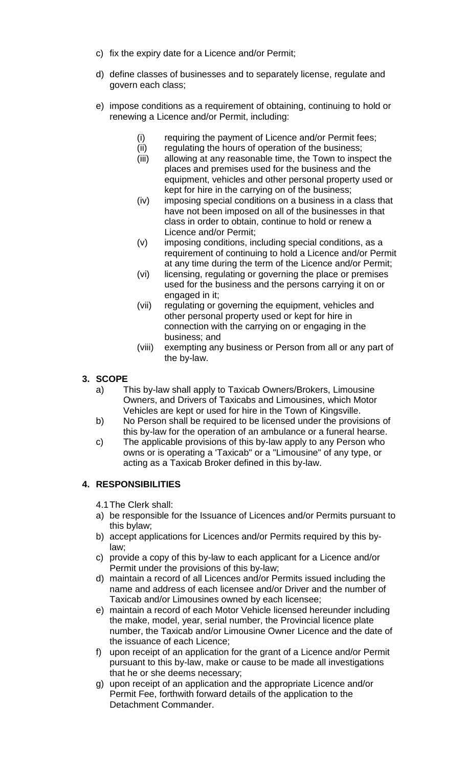c) fix the expiry date for a Licence and/or Permit;

d) define classes of businesses and to separately license, regulate and govern each class;

e) impose conditions as a requirement of obtaining, continuing to hold or renewing a Licence and/or Permit, including:

   (i) requiring the payment of Licence and/or Permit fees;
   (ii) regulating the hours of operation of the business;
   (iii) allowing at any reasonable time, the Town to inspect the places and premises used for the business and the equipment, vehicles and other personal property used or kept for hire in the carrying on of the business;
   (iv) imposing special conditions on a business in a class that have not been imposed on all of the businesses in that class in order to obtain, continue to hold or renew a Licence and/or Permit;
   (v) imposing conditions, including special conditions, as a requirement of continuing to hold a Licence and/or Permit at any time during the term of the Licence and/or Permit;
   (vi) licensing, regulating or governing the place or premises used for the business and the persons carrying it on or engaged in it;
   (vii) regulating or governing the equipment, vehicles and other personal property used or kept for hire in connection with the carrying on or engaging in the business; and
   (viii) exempting any business or Person from all or any part of the by-law.

## 3. SCOPE

a) This by-law shall apply to Taxicab Owners/Brokers, Limousine Owners, and Drivers of Taxicabs and Limousines, which Motor Vehicles are kept or used for hire in the Town of Kingsville.

b) No Person shall be required to be licensed under the provisions of this by-law for the operation of an ambulance or a funeral hearse.

c) The applicable provisions of this by-law apply to any Person who owns or is operating a 'Taxicab" or a "Limousine" of any type, or acting as a Taxicab Broker defined in this by-law.

## 4. RESPONSIBILITIES

4.1 The Clerk shall:

a) be responsible for the Issuance of Licences and/or Permits pursuant to this bylaw;

b) accept applications for Licences and/or Permits required by this by-law;

c) provide a copy of this by-law to each applicant for a Licence and/or Permit under the provisions of this by-law;

d) maintain a record of all Licences and/or Permits issued including the name and address of each licensee and/or Driver and the number of Taxicab and/or Limousines owned by each licensee;

e) maintain a record of each Motor Vehicle licensed hereunder including the make, model, year, serial number, the Provincial licence plate number, the Taxicab and/or Limousine Owner Licence and the date of the issuance of each Licence;

f) upon receipt of an application for the grant of a Licence and/or Permit pursuant to this by-law, make or cause to be made all investigations that he or she deems necessary;

g) upon receipt of an application and the appropriate Licence and/or Permit Fee, forthwith forward details of the application to the Detachment Commander.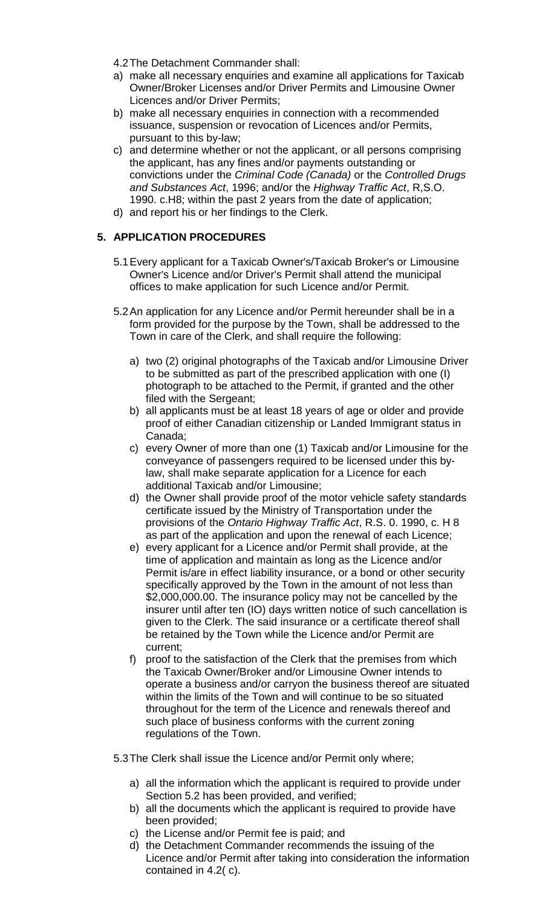4.2 The Detachment Commander shall:

a) make all necessary enquiries and examine all applications for Taxicab Owner/Broker Licenses and/or Driver Permits and Limousine Owner Licences and/or Driver Permits;
b) make all necessary enquiries in connection with a recommended issuance, suspension or revocation of Licences and/or Permits, pursuant to this by-law;
c) and determine whether or not the applicant, or all persons comprising the applicant, has any fines and/or payments outstanding or convictions under the *Criminal Code (Canada)* or the *Controlled Drugs and Substances Act*, 1996; and/or the *Highway Traffic Act*, R,S.O. 1990. c.H8; within the past 2 years from the date of application;
d) and report his or her findings to the Clerk.

## 5. APPLICATION PROCEDURES

5.1 Every applicant for a Taxicab Owner's/Taxicab Broker's or Limousine Owner's Licence and/or Driver's Permit shall attend the municipal offices to make application for such Licence and/or Permit.

5.2 An application for any Licence and/or Permit hereunder shall be in a form provided for the purpose by the Town, shall be addressed to the Town in care of the Clerk, and shall require the following:

a) two (2) original photographs of the Taxicab and/or Limousine Driver to be submitted as part of the prescribed application with one (I) photograph to be attached to the Permit, if granted and the other filed with the Sergeant;
b) all applicants must be at least 18 years of age or older and provide proof of either Canadian citizenship or Landed Immigrant status in Canada;
c) every Owner of more than one (1) Taxicab and/or Limousine for the conveyance of passengers required to be licensed under this by-law, shall make separate application for a Licence for each additional Taxicab and/or Limousine;
d) the Owner shall provide proof of the motor vehicle safety standards certificate issued by the Ministry of Transportation under the provisions of the *Ontario Highway Traffic Act*, R.S. 0. 1990, c. H 8 as part of the application and upon the renewal of each Licence;
e) every applicant for a Licence and/or Permit shall provide, at the time of application and maintain as long as the Licence and/or Permit is/are in effect liability insurance, or a bond or other security specifically approved by the Town in the amount of not less than $2,000,000.00. The insurance policy may not be cancelled by the insurer until after ten (IO) days written notice of such cancellation is given to the Clerk. The said insurance or a certificate thereof shall be retained by the Town while the Licence and/or Permit are current;
f) proof to the satisfaction of the Clerk that the premises from which the Taxicab Owner/Broker and/or Limousine Owner intends to operate a business and/or carryon the business thereof are situated within the limits of the Town and will continue to be so situated throughout for the term of the Licence and renewals thereof and such place of business conforms with the current zoning regulations of the Town.

5.3 The Clerk shall issue the Licence and/or Permit only where;

a) all the information which the applicant is required to provide under Section 5.2 has been provided, and verified;
b) all the documents which the applicant is required to provide have been provided;
c) the License and/or Permit fee is paid; and
d) the Detachment Commander recommends the issuing of the Licence and/or Permit after taking into consideration the information contained in 4.2( c).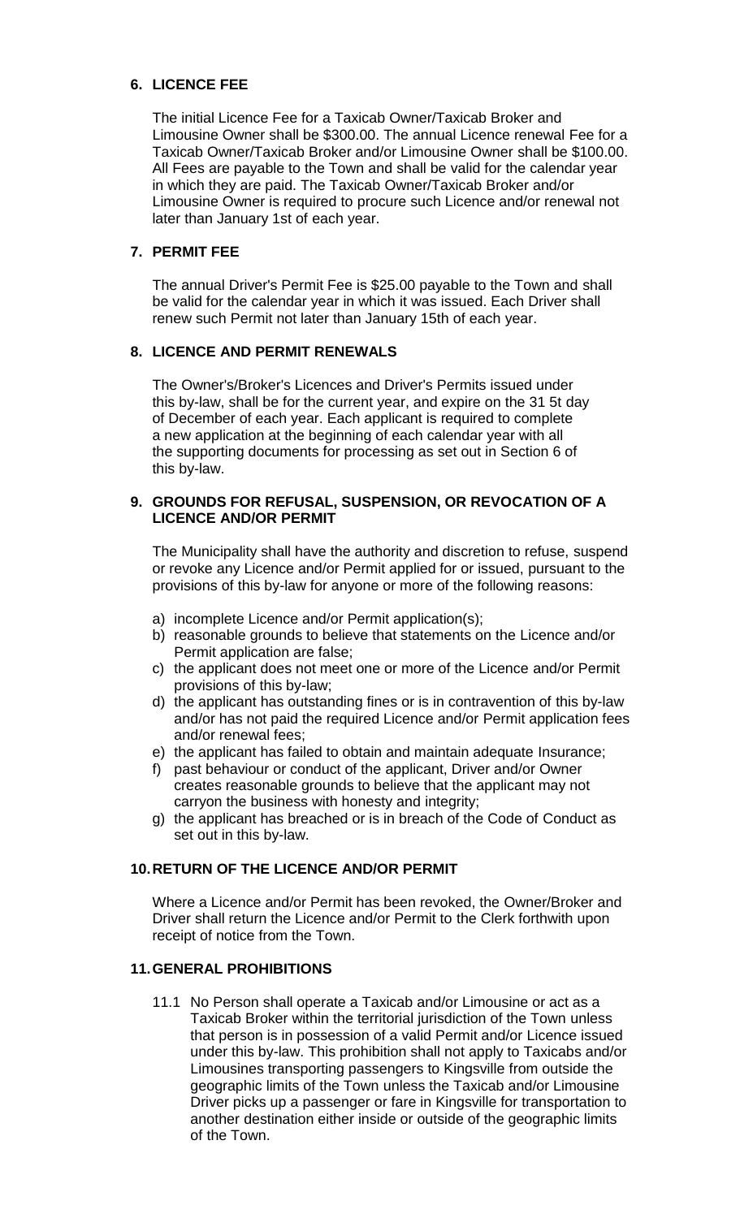## 6. LICENCE FEE

The initial Licence Fee for a Taxicab Owner/Taxicab Broker and Limousine Owner shall be $300.00. The annual Licence renewal Fee for a Taxicab Owner/Taxicab Broker and/or Limousine Owner shall be $100.00. All Fees are payable to the Town and shall be valid for the calendar year in which they are paid. The Taxicab Owner/Taxicab Broker and/or Limousine Owner is required to procure such Licence and/or renewal not later than January 1st of each year.

## 7. PERMIT FEE

The annual Driver's Permit Fee is $25.00 payable to the Town and shall be valid for the calendar year in which it was issued. Each Driver shall renew such Permit not later than January 15th of each year.

## 8. LICENCE AND PERMIT RENEWALS

The Owner's/Broker's Licences and Driver's Permits issued under this by-law, shall be for the current year, and expire on the 31 5t day of December of each year. Each applicant is required to complete a new application at the beginning of each calendar year with all the supporting documents for processing as set out in Section 6 of this by-law.

## 9. GROUNDS FOR REFUSAL, SUSPENSION, OR REVOCATION OF A LICENCE AND/OR PERMIT

The Municipality shall have the authority and discretion to refuse, suspend or revoke any Licence and/or Permit applied for or issued, pursuant to the provisions of this by-law for anyone or more of the following reasons:

a) incomplete Licence and/or Permit application(s);
b) reasonable grounds to believe that statements on the Licence and/or Permit application are false;
c) the applicant does not meet one or more of the Licence and/or Permit provisions of this by-law;
d) the applicant has outstanding fines or is in contravention of this by-law and/or has not paid the required Licence and/or Permit application fees and/or renewal fees;
e) the applicant has failed to obtain and maintain adequate Insurance;
f) past behaviour or conduct of the applicant, Driver and/or Owner creates reasonable grounds to believe that the applicant may not carryon the business with honesty and integrity;
g) the applicant has breached or is in breach of the Code of Conduct as set out in this by-law.

## 10. RETURN OF THE LICENCE AND/OR PERMIT

Where a Licence and/or Permit has been revoked, the Owner/Broker and Driver shall return the Licence and/or Permit to the Clerk forthwith upon receipt of notice from the Town.

## 11. GENERAL PROHIBITIONS

11.1 No Person shall operate a Taxicab and/or Limousine or act as a Taxicab Broker within the territorial jurisdiction of the Town unless that person is in possession of a valid Permit and/or Licence issued under this by-law. This prohibition shall not apply to Taxicabs and/or Limousines transporting passengers to Kingsville from outside the geographic limits of the Town unless the Taxicab and/or Limousine Driver picks up a passenger or fare in Kingsville for transportation to another destination either inside or outside of the geographic limits of the Town.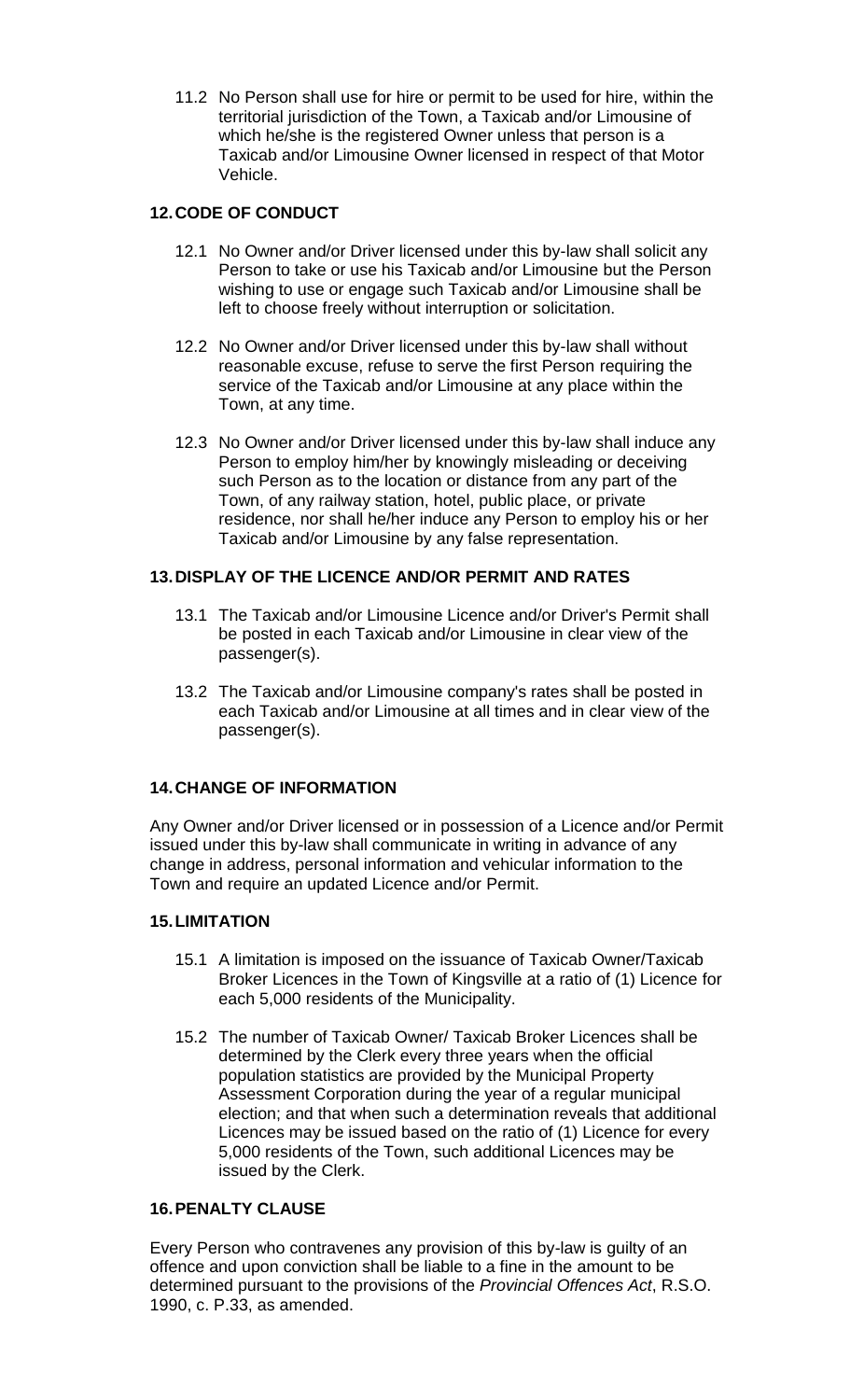11.2 No Person shall use for hire or permit to be used for hire, within the territorial jurisdiction of the Town, a Taxicab and/or Limousine of which he/she is the registered Owner unless that person is a Taxicab and/or Limousine Owner licensed in respect of that Motor Vehicle.

## 12. CODE OF CONDUCT

12.1 No Owner and/or Driver licensed under this by-law shall solicit any Person to take or use his Taxicab and/or Limousine but the Person wishing to use or engage such Taxicab and/or Limousine shall be left to choose freely without interruption or solicitation.

12.2 No Owner and/or Driver licensed under this by-law shall without reasonable excuse, refuse to serve the first Person requiring the service of the Taxicab and/or Limousine at any place within the Town, at any time.

12.3 No Owner and/or Driver licensed under this by-law shall induce any Person to employ him/her by knowingly misleading or deceiving such Person as to the location or distance from any part of the Town, of any railway station, hotel, public place, or private residence, nor shall he/her induce any Person to employ his or her Taxicab and/or Limousine by any false representation.

## 13. DISPLAY OF THE LICENCE AND/OR PERMIT AND RATES

13.1 The Taxicab and/or Limousine Licence and/or Driver's Permit shall be posted in each Taxicab and/or Limousine in clear view of the passenger(s).

13.2 The Taxicab and/or Limousine company's rates shall be posted in each Taxicab and/or Limousine at all times and in clear view of the passenger(s).

## 14. CHANGE OF INFORMATION

Any Owner and/or Driver licensed or in possession of a Licence and/or Permit issued under this by-law shall communicate in writing in advance of any change in address, personal information and vehicular information to the Town and require an updated Licence and/or Permit.

## 15. LIMITATION

15.1 A limitation is imposed on the issuance of Taxicab Owner/Taxicab Broker Licences in the Town of Kingsville at a ratio of (1) Licence for each 5,000 residents of the Municipality.

15.2 The number of Taxicab Owner/ Taxicab Broker Licences shall be determined by the Clerk every three years when the official population statistics are provided by the Municipal Property Assessment Corporation during the year of a regular municipal election; and that when such a determination reveals that additional Licences may be issued based on the ratio of (1) Licence for every 5,000 residents of the Town, such additional Licences may be issued by the Clerk.

## 16. PENALTY CLAUSE

Every Person who contravenes any provision of this by-law is guilty of an offence and upon conviction shall be liable to a fine in the amount to be determined pursuant to the provisions of the *Provincial Offences Act*, R.S.O. 1990, c. P.33, as amended.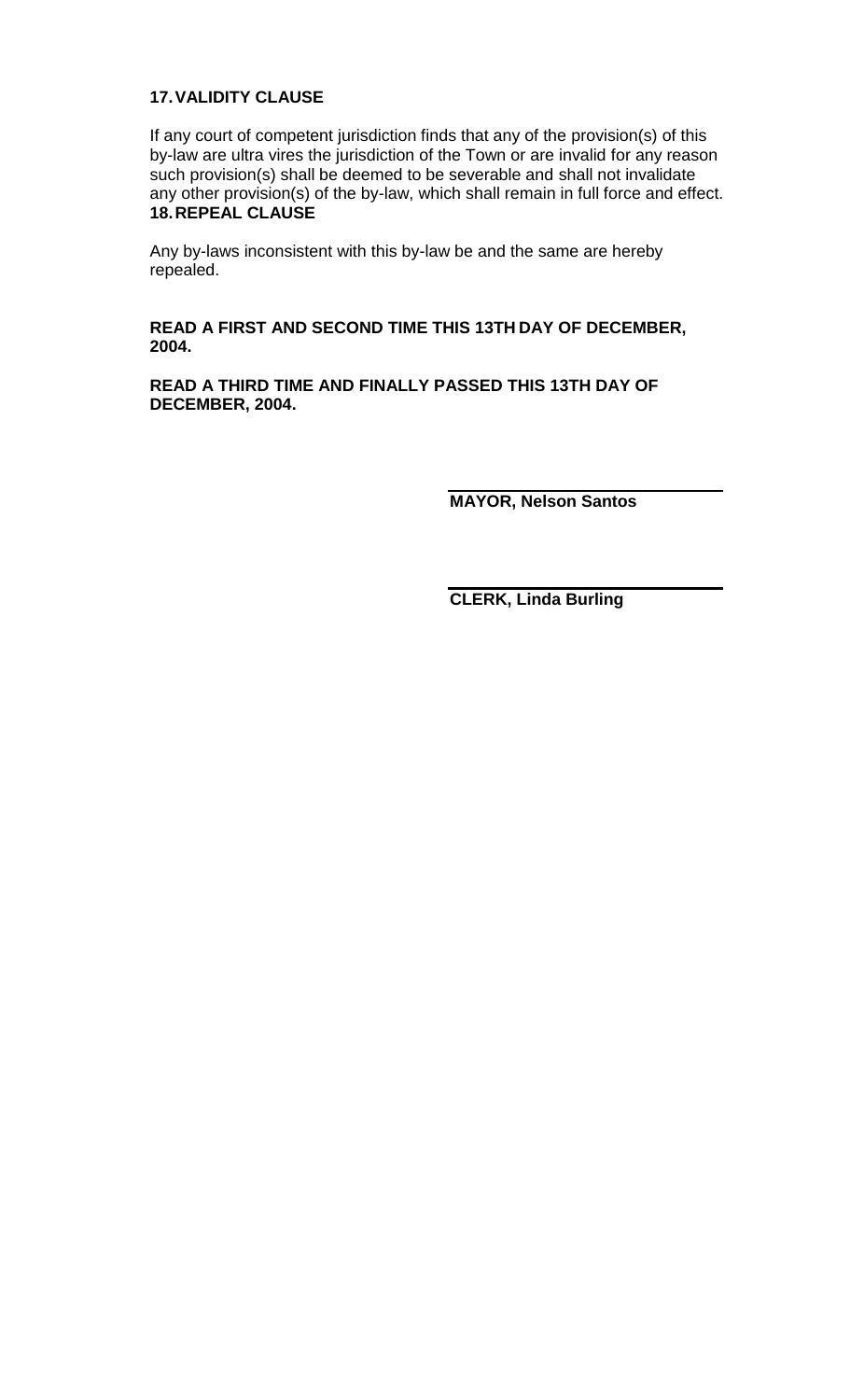## 17. VALIDITY CLAUSE

If any court of competent jurisdiction finds that any of the provision(s) of this by-law are ultra vires the jurisdiction of the Town or are invalid for any reason such provision(s) shall be deemed to be severable and shall not invalidate any other provision(s) of the by-law, which shall remain in full force and effect.

## 18. REPEAL CLAUSE

Any by-laws inconsistent with this by-law be and the same are hereby repealed.

**READ A FIRST AND SECOND TIME THIS 13TH DAY OF DECEMBER, 2004.**

**READ A THIRD TIME AND FINALLY PASSED THIS 13TH DAY OF DECEMBER, 2004.**

______________________________

**MAYOR, Nelson Santos**

______________________________

**CLERK, Linda Burling**